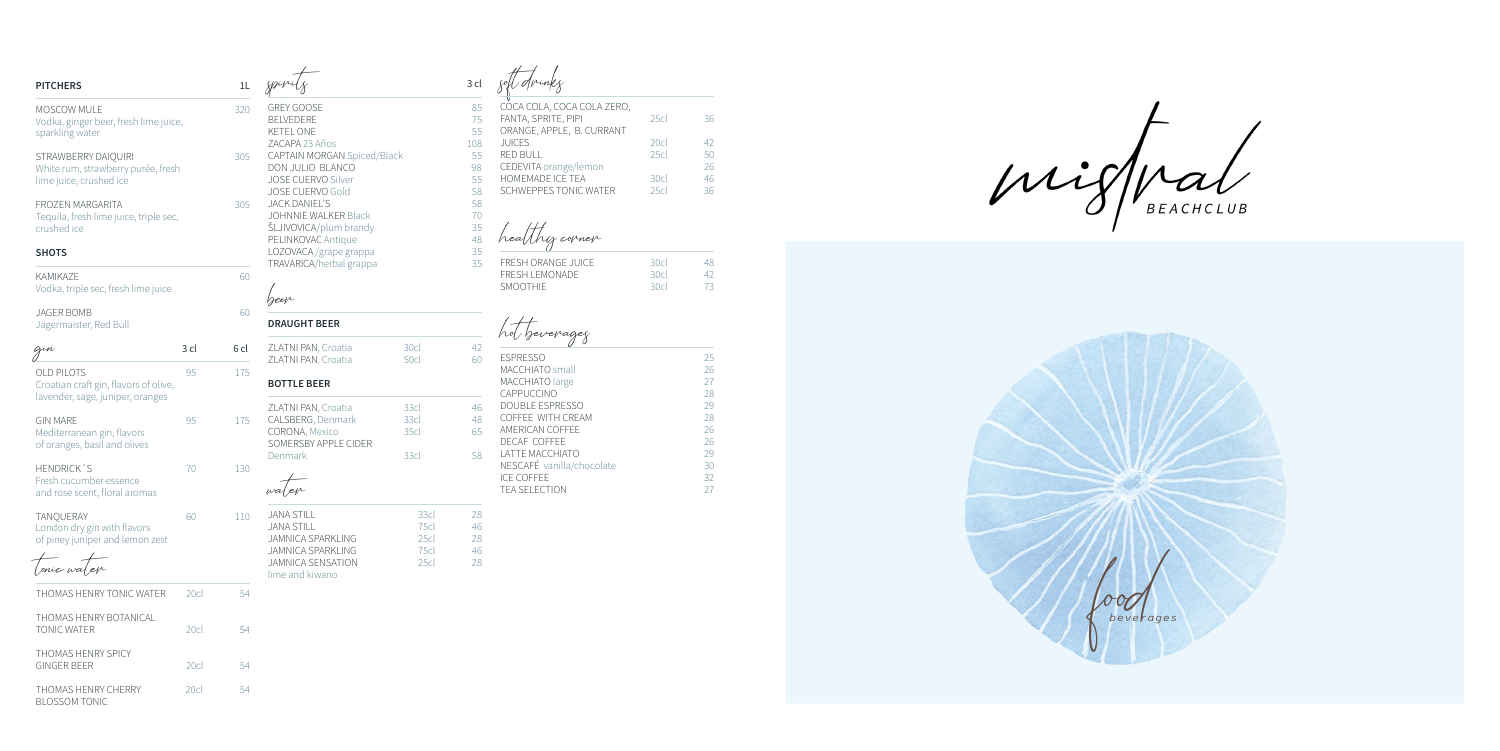## PITCHERS

| | 1L |
|---|---|
| MOSCOW MULE<br>Vodka, ginger beer, fresh lime juice, sparkling water | 320 |
| STRAWBERRY DAIQUIRI<br>White rum, strawberry purée, fresh lime juice, crushed ice | 305 |
| FROZEN MARGARITA<br>Tequila, fresh lime juice, triple sec, crushed ice | 305 |

## SHOTS

| | |
|---|---|
| KAMIKAZE<br>Vodka, triple sec, fresh lime juice | 60 |
| JAGER BOMB<br>Jagermaister, Red Bull | 60 |

## gin

| | 3 cl | 6 cl |
|---|---|---|
| OLD PILOTS<br>Croatian craft gin, flavors of olive, lavender, sage, juniper, oranges | 95 | 175 |
| GIN MARE<br>Mediterranean gin, flavors of oranges, basil and olives | 95 | 175 |
| HENDRICK´S<br>Fresh cucumber essence and rose scent, floral aromas | 70 | 130 |
| TANQUERAY<br>London dry gin with flavors of piney juniper and lemon zest | 60 | 110 |

## tonic water

| | | |
|---|---|---|
| THOMAS HENRY TONIC WATER | 20cl | 54 |
| THOMAS HENRY BOTANICAL TONIC WATER | 20cl | 54 |
| THOMAS HENRY SPICY GINGER BEER | 20cl | 54 |
| THOMAS HENRY CHERRY BLOSSOM TONIC | 20cl | 54 |

## spirits

| | 3 cl |
|---|---|
| GREY GOOSE | 85 |
| BELVEDERE | 75 |
| KETEL ONE | 55 |
| ZACAPA 23 Años | 108 |
| CAPTAIN MORGAN Spiced/Black | 55 |
| DON JULIO BLANCO | 98 |
| JOSE CUERVO Silver | 55 |
| JOSE CUERVO Gold | 58 |
| JACK DANIEL'S | 58 |
| JOHNNIE WALKER Black | 70 |
| ŠLJIVOVICA/plum brandy | 35 |
| PELINKOVAC Antique | 48 |
| LOZOVACA /grape grappa | 35 |
| TRAVARICA/herbal grappa | 35 |

## beer

### DRAUGHT BEER

| | | |
|---|---|---|
| ZLATNI PAN, Croatia | 30cl | 42 |
| ZLATNI PAN, Croatia | 50cl | 60 |

### BOTTLE BEER

| | | |
|---|---|---|
| ZLATNI PAN, Croatia | 33cl | 46 |
| CALSBERG, Denmark | 33cl | 48 |
| CORONA, Mexico | 35cl | 65 |
| SOMERSBY APPLE CIDER Denmark | 33cl | 58 |

## water

| | | |
|---|---|---|
| JANA STILL | 33cl | 28 |
| JANA STILL | 75cl | 46 |
| JAMNICA SPARKLING | 25cl | 28 |
| JAMNICA SPARKLING | 75cl | 46 |
| JAMNICA SENSATION lime and kiwano | 25cl | 28 |

## soft drinks

| | | |
|---|---|---|
| COCA COLA, COCA COLA ZERO, FANTA, SPRITE, PIPI | 25cl | 36 |
| ORANGE, APPLE, B. CURRANT JUICES | 20cl | 42 |
| RED BULL | 25cl | 50 |
| CEDEVITA orange/lemon | | 26 |
| HOMEMADE ICE TEA | 30cl | 46 |
| SCHWEPPES TONIC WATER | 25cl | 36 |

## healthy corner

| | | |
|---|---|---|
| FRESH ORANGE JUICE | 30cl | 48 |
| FRESH LEMONADE | 30cl | 42 |
| SMOOTHIE | 30cl | 73 |

## hot beverages

| | |
|---|---|
| ESPRESSO | 25 |
| MACCHIATO small | 26 |
| MACCHIATO large | 27 |
| CAPPUCCINO | 28 |
| DOUBLE ESPRESSO | 29 |
| COFFEE WITH CREAM | 28 |
| AMERICAN COFFEE | 26 |
| DECAF COFFEE | 26 |
| LATTE MACCHIATO | 29 |
| NESCAFÉ vanilla/chocolate | 30 |
| ICE COFFEE | 32 |
| TEA SELECTION | 27 |

# mistral BEACHCLUB

food beverages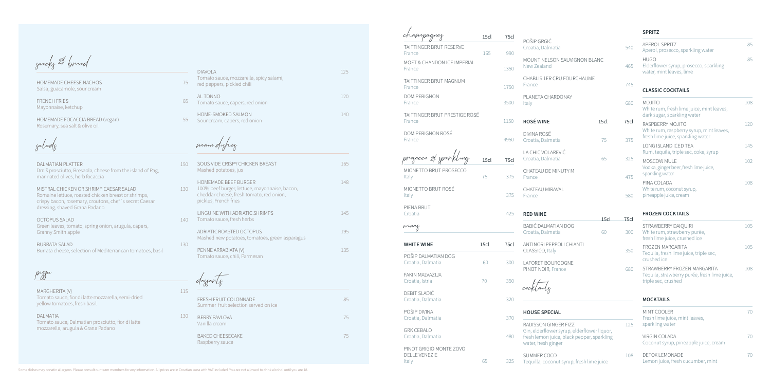## snacks & bread

| | |
|---|---|
| HOMEMADE CHEESE NACHOS<br>Salsa, guacamole, sour cream | 75 |
| FRENCH FRIES<br>Mayonnaise, ketchup | 65 |
| HOMEMADE FOCACCIA BREAD (vegan)<br>Rosemary, sea salt & olive oil | 55 |

## salads

| | |
|---|---|
| DALMATIAN PLATTER<br>Drniš prosciutto, Bresaola, cheese from the island of Pag, marinated olives, herb focaccia | 150 |
| MISTRAL CHICKEN OR SHRIMP CAESAR SALAD<br>Romaine lettuce, roasted chicken breast or shrimps, crispy bacon, rosemary, croutons, chef´s secret Caesar dressing, shaved Grana Padano | 130 |
| OCTOPUS SALAD<br>Green leaves, tomato, spring onion, arugula, capers, Granny Smith apple | 140 |
| BURRATA SALAD<br>Burrata cheese, selection of Mediterranean tomatoes, basil | 130 |

## pizza

| | |
|---|---|
| MARGHERITA (V)<br>Tomato sauce, fior di latte mozzarella, semi-dried yellow tomatoes, fresh basil | 115 |
| DALMATIA<br>Tomato sauce, Dalmatian prosciutto, fior di latte mozzarella, arugula & Grana Padano | 130 |
| DIAVOLA<br>Tomato sauce, mozzarella, spicy salami, red peppers, pickled chili | 125 |
| AL TONNO<br>Tomato sauce, capers, red onion | 120 |
| HOME-SMOKED SALMON<br>Sour cream, capers, red onion | 140 |

## main dishes

| | |
|---|---|
| SOUS VIDE CRISPY CHICKEN BREAST<br>Mashed potatoes, jus | 165 |
| HOMEMADE BEEF BURGER<br>100% beef burger, lettuce, mayonnaise, bacon, cheddar cheese, fresh tomato, red onion, pickles, French fries | 148 |
| LINGUINE WITH ADRIATIC SHRIMPS<br>Tomato sauce, fresh herbs | 145 |
| ADRIATIC ROASTED OCTOPUS<br>Mashed new potatoes, tomatoes, green asparagus | 195 |
| PENNE ARRABIATA (V)<br>Tomato sauce, chili, Parmesan | 135 |

## desserts

| | |
|---|---|
| FRESH FRUIT COLONNADE<br>Summer fruit selection served on ice | 85 |
| BERRY PAVLOVA<br>Vanilla cream | 75 |
| BAKED CHEESECAKE<br>Raspberry sauce | 75 |

Some dishes may conatin allergens. Please consult our team members for any information. All prices are in Croatian kuna with VAT included. You are not allowed to drink alcohol until you are 18.

## champagnes

| | 15cl | 75cl |
|---|---|---|
| TAITTINGER BRUT RESERVE<br>France | 165 | 990 |
| MOET & CHANDON ICE IMPERIAL<br>France | | 1350 |
| TAITTINGER BRUT MAGNUM<br>France | | 1750 |
| DOM PERIGNON<br>France | | 3500 |
| TAITTINGER BRUT PRESTIGE ROSÉ<br>France | | 1150 |
| DOM PERIGNON ROSÉ<br>France | | 4950 |

## prosecco & sparkling

| | 15cl | 75cl |
|---|---|---|
| MIONETTO BRUT PROSECCO<br>Italy | 75 | 375 |
| MIONETTO BRUT ROSÉ<br>Italy | | 375 |
| PIENA BRUT<br>Croatia | | 425 |

## wines

| WHITE WINE | 15cl | 75cl |
|---|---|---|
| POŠIP DALMATIAN DOG<br>Croatia, Dalmatia | 60 | 300 |
| FAKIN MALVAZIJA<br>Croatia, Istria | 70 | 350 |
| DEBIT SLADIĆ<br>Croatia, Dalmatia | | 320 |
| POŠIP DIVINA<br>Croatia, Dalmatia | | 370 |
| GRK CEBALO<br>Croatia, Dalmatia | | 480 |
| PINOT GRIGIO MONTE ZOVO DELLE VENEZIE<br>Italy | 65 | 325 |
| POŠIP GRGIĆ<br>Croatia, Dalmatia | | 540 |
| MOUNT NELSON SAUVIGNON BLANC<br>New Zealand | | 465 |
| CHABLIS 1ER CRU FOURCHAUME<br>France | | 745 |
| PLANETA CHARDONAY<br>Italy | | 680 |

| ROSÉ WINE | 15cl | 75cl |
|---|---|---|
| DIVINA ROSÉ<br>Croatia, Dalmatia | 75 | 375 |
| LA CHIC VOLAREVIĆ<br>Croatia, Dalmatia | 65 | 325 |
| CHATEAU DE MINUTY M<br>France | | 475 |
| CHATEAU MIRAVAL<br>France | | 580 |

| RED WINE | 15cl | 75cl |
|---|---|---|
| BABIĆ DALMATIAN DOG<br>Croatia, Dalmatia | 60 | 300 |
| ANTINORI PEPPOLI CHIANTI CLASSICO, Italy | | 350 |
| LAFORET BOURGOGNE PINOT NOIR, France | | 680 |

## cocktails

### HOUSE SPECIAL

| | |
|---|---|
| RADISSON GINGER FIZZ<br>Gin, elderflower syrup, elderflower liquor, fresh lemon juice, black pepper, sparkling water, fresh ginger | 125 |
| SUMMER COCO<br>Tequilla, coconut syrup, fresh lime juice | 108 |

### SPRITZ

| | |
|---|---|
| APEROL SPRITZ<br>Aperol, prosecco, sparkling water | 85 |
| HUGO<br>Elderflower syrup, prosecco, sparkling water, mint leaves, lime | 85 |

### CLASSIC COCKTAILS

| | |
|---|---|
| MOJITO<br>White rum, fresh lime juice, mint leaves, dark sugar, sparkling water | 108 |
| RASPBERRY MOJITO<br>White rum, raspberry syrup, mint leaves, fresh lime juice, sparkling water | 120 |
| LONG ISLAND ICED TEA<br>Rum, tequila, triple sec, coke, syrup | 145 |
| MOSCOW MULE<br>Vodka, ginger beer, fresh lime juice, sparkling water | 102 |
| PINA COLADA<br>White rum, coconut syrup, pineapple juice, cream | 108 |

### FROZEN COCKTAILS

| | |
|---|---|
| STRAWBERRY DAIQUIRI<br>White rum, strawberry purée, fresh lime juice, crushed ice | 105 |
| FROZEN MARGARITA<br>Tequila, fresh lime juice, triple sec, crushed ice | 105 |
| STRAWBERRY FROZEN MARGARITA<br>Tequila, strawberry purée, fresh lime juice, triple sec, crushed | 108 |

### MOCKTAILS

| | |
|---|---|
| MINT COOLER<br>Fresh lime juice, mint leaves, sparkling water | 70 |
| VIRGIN COLADA<br>Coconut syrup, pineapple juice, cream | 70 |
| DETOX LEMONADE<br>Lemon juice, fresh cucumber, mint | 70 |